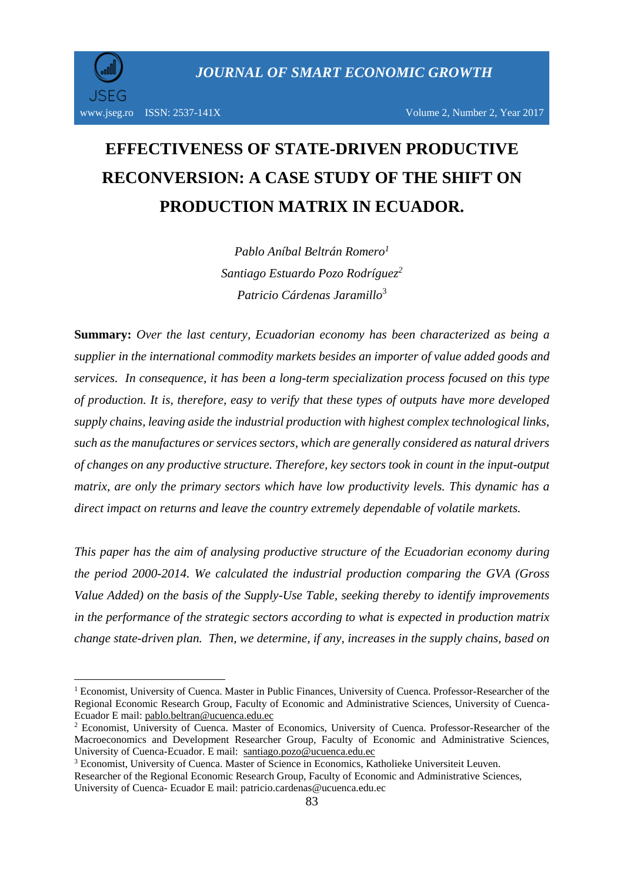# EFFECTIVENESS OF STATE-DRIVEN PRODUCTIVE RECONVERSION: A CASE STUDY OF THE SHIFT ON PRODUCTION MATRIX IN ECUADOR.

*Pablo Aníbal Beltrán Romero*[1]
*Santiago Estuardo Pozo Rodríguez*[2]
*Patricio Cárdenas Jaramillo*[3]

**Summary:** *Over the last century, Ecuadorian economy has been characterized as being a supplier in the international commodity markets besides an importer of value added goods and services. In consequence, it has been a long-term specialization process focused on this type of production. It is, therefore, easy to verify that these types of outputs have more developed supply chains, leaving aside the industrial production with highest complex technological links, such as the manufactures or services sectors, which are generally considered as natural drivers of changes on any productive structure. Therefore, key sectors took in count in the input-output matrix, are only the primary sectors which have low productivity levels. This dynamic has a direct impact on returns and leave the country extremely dependable of volatile markets.*

*This paper has the aim of analysing productive structure of the Ecuadorian economy during the period 2000-2014. We calculated the industrial production comparing the GVA (Gross Value Added) on the basis of the Supply-Use Table, seeking thereby to identify improvements in the performance of the strategic sectors according to what is expected in production matrix change state-driven plan. Then, we determine, if any, increases in the supply chains, based on*

---

[1] Economist, University of Cuenca. Master in Public Finances, University of Cuenca. Professor-Researcher of the Regional Economic Research Group, Faculty of Economic and Administrative Sciences, University of Cuenca-Ecuador E mail: pablo.beltran@ucuenca.edu.ec

[2] Economist, University of Cuenca. Master of Economics, University of Cuenca. Professor-Researcher of the Macroeconomics and Development Researcher Group, Faculty of Economic and Administrative Sciences, University of Cuenca-Ecuador. E mail: santiago.pozo@ucuenca.edu.ec

[3] Economist, University of Cuenca. Master of Science in Economics, Katholieke Universiteit Leuven. Researcher of the Regional Economic Research Group, Faculty of Economic and Administrative Sciences, University of Cuenca- Ecuador E mail: patricio.cardenas@ucuenca.edu.ec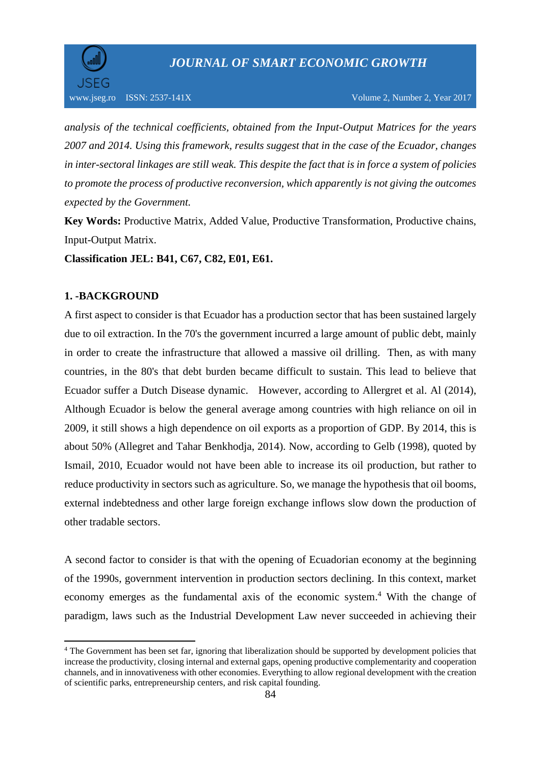*analysis of the technical coefficients, obtained from the Input-Output Matrices for the years 2007 and 2014. Using this framework, results suggest that in the case of the Ecuador, changes in inter-sectoral linkages are still weak. This despite the fact that is in force a system of policies to promote the process of productive reconversion, which apparently is not giving the outcomes expected by the Government.*

**Key Words:** Productive Matrix, Added Value, Productive Transformation, Productive chains, Input-Output Matrix.

**Classification JEL: B41, C67, C82, E01, E61.**

## 1. -BACKGROUND

A first aspect to consider is that Ecuador has a production sector that has been sustained largely due to oil extraction. In the 70's the government incurred a large amount of public debt, mainly in order to create the infrastructure that allowed a massive oil drilling. Then, as with many countries, in the 80's that debt burden became difficult to sustain. This lead to believe that Ecuador suffer a Dutch Disease dynamic. However, according to Allergret et al. Al (2014), Although Ecuador is below the general average among countries with high reliance on oil in 2009, it still shows a high dependence on oil exports as a proportion of GDP. By 2014, this is about 50% (Allegret and Tahar Benkhodja, 2014). Now, according to Gelb (1998), quoted by Ismail, 2010, Ecuador would not have been able to increase its oil production, but rather to reduce productivity in sectors such as agriculture. So, we manage the hypothesis that oil booms, external indebtedness and other large foreign exchange inflows slow down the production of other tradable sectors.

A second factor to consider is that with the opening of Ecuadorian economy at the beginning of the 1990s, government intervention in production sectors declining. In this context, market economy emerges as the fundamental axis of the economic system.[4] With the change of paradigm, laws such as the Industrial Development Law never succeeded in achieving their

---

[4] The Government has been set far, ignoring that liberalization should be supported by development policies that increase the productivity, closing internal and external gaps, opening productive complementarity and cooperation channels, and in innovativeness with other economies. Everything to allow regional development with the creation of scientific parks, entrepreneurship centers, and risk capital founding.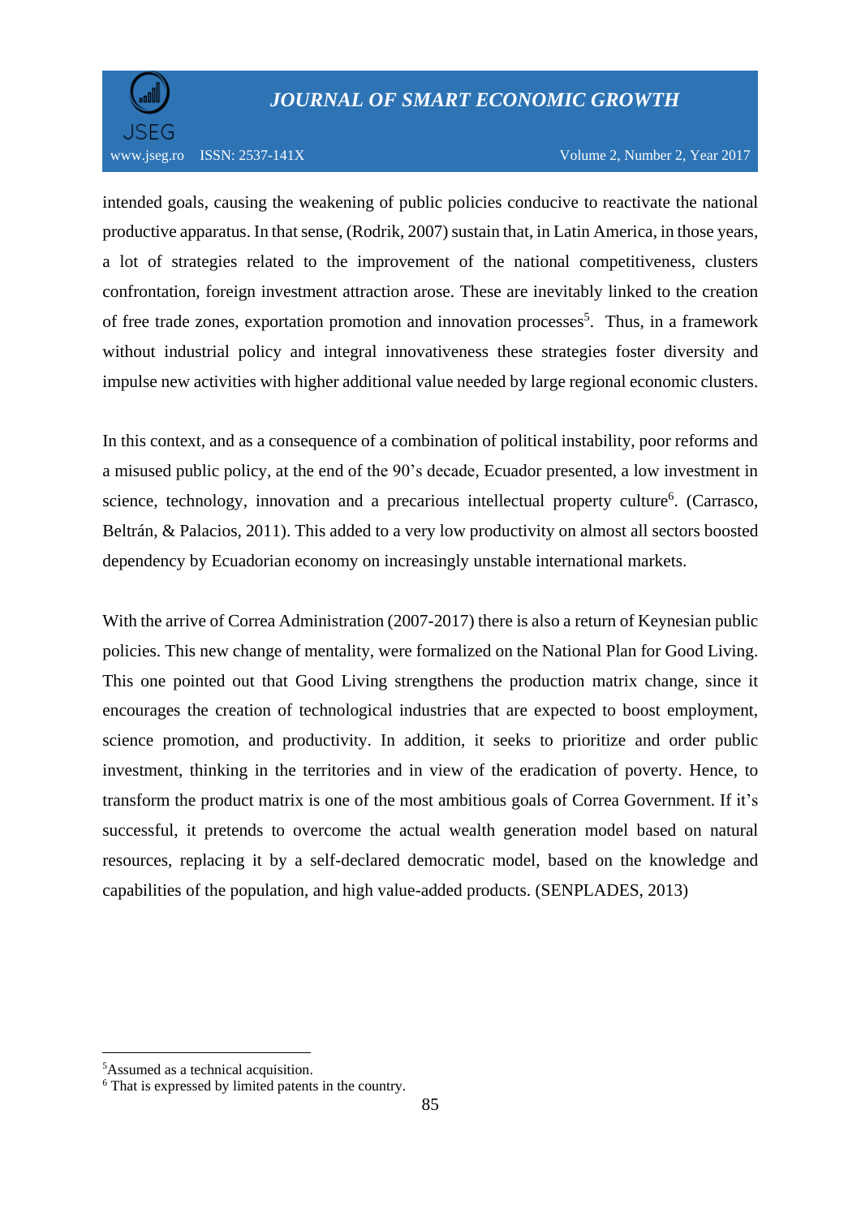intended goals, causing the weakening of public policies conducive to reactivate the national productive apparatus. In that sense, (Rodrik, 2007) sustain that, in Latin America, in those years, a lot of strategies related to the improvement of the national competitiveness, clusters confrontation, foreign investment attraction arose. These are inevitably linked to the creation of free trade zones, exportation promotion and innovation processes[5]. Thus, in a framework without industrial policy and integral innovativeness these strategies foster diversity and impulse new activities with higher additional value needed by large regional economic clusters.

In this context, and as a consequence of a combination of political instability, poor reforms and a misused public policy, at the end of the 90's decade, Ecuador presented, a low investment in science, technology, innovation and a precarious intellectual property culture[6]. (Carrasco, Beltrán, & Palacios, 2011). This added to a very low productivity on almost all sectors boosted dependency by Ecuadorian economy on increasingly unstable international markets.

With the arrive of Correa Administration (2007-2017) there is also a return of Keynesian public policies. This new change of mentality, were formalized on the National Plan for Good Living. This one pointed out that Good Living strengthens the production matrix change, since it encourages the creation of technological industries that are expected to boost employment, science promotion, and productivity. In addition, it seeks to prioritize and order public investment, thinking in the territories and in view of the eradication of poverty. Hence, to transform the product matrix is one of the most ambitious goals of Correa Government. If it's successful, it pretends to overcome the actual wealth generation model based on natural resources, replacing it by a self-declared democratic model, based on the knowledge and capabilities of the population, and high value-added products. (SENPLADES, 2013)

---

[5] Assumed as a technical acquisition.

[6] That is expressed by limited patents in the country.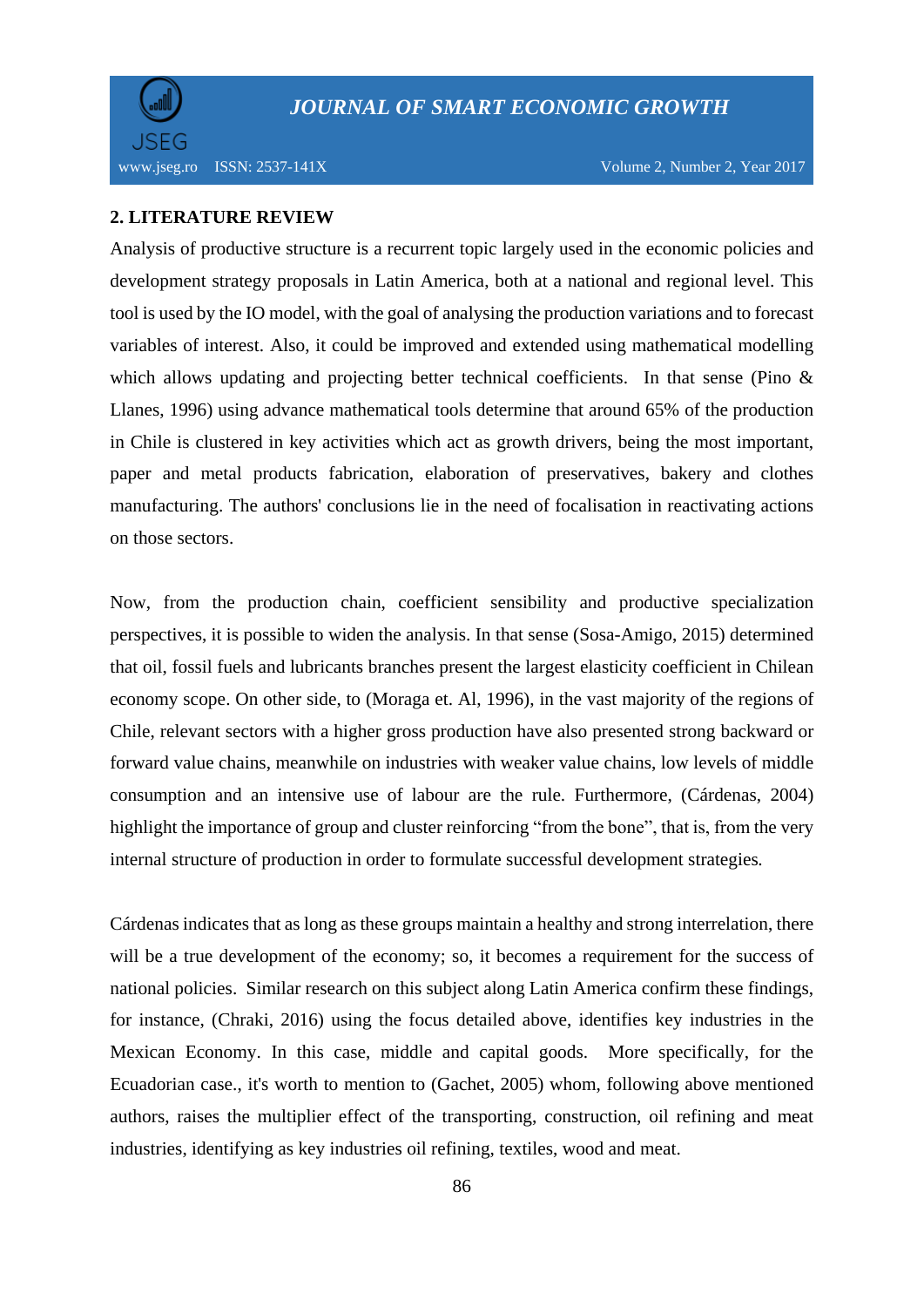## 2. LITERATURE REVIEW

Analysis of productive structure is a recurrent topic largely used in the economic policies and development strategy proposals in Latin America, both at a national and regional level. This tool is used by the IO model, with the goal of analysing the production variations and to forecast variables of interest. Also, it could be improved and extended using mathematical modelling which allows updating and projecting better technical coefficients. In that sense (Pino & Llanes, 1996) using advance mathematical tools determine that around 65% of the production in Chile is clustered in key activities which act as growth drivers, being the most important, paper and metal products fabrication, elaboration of preservatives, bakery and clothes manufacturing. The authors' conclusions lie in the need of focalisation in reactivating actions on those sectors.

Now, from the production chain, coefficient sensibility and productive specialization perspectives, it is possible to widen the analysis. In that sense (Sosa-Amigo, 2015) determined that oil, fossil fuels and lubricants branches present the largest elasticity coefficient in Chilean economy scope. On other side, to (Moraga et. Al, 1996), in the vast majority of the regions of Chile, relevant sectors with a higher gross production have also presented strong backward or forward value chains, meanwhile on industries with weaker value chains, low levels of middle consumption and an intensive use of labour are the rule. Furthermore, (Cárdenas, 2004) highlight the importance of group and cluster reinforcing "from the bone", that is, from the very internal structure of production in order to formulate successful development strategies.

Cárdenas indicates that as long as these groups maintain a healthy and strong interrelation, there will be a true development of the economy; so, it becomes a requirement for the success of national policies. Similar research on this subject along Latin America confirm these findings, for instance, (Chraki, 2016) using the focus detailed above, identifies key industries in the Mexican Economy. In this case, middle and capital goods. More specifically, for the Ecuadorian case., it's worth to mention to (Gachet, 2005) whom, following above mentioned authors, raises the multiplier effect of the transporting, construction, oil refining and meat industries, identifying as key industries oil refining, textiles, wood and meat.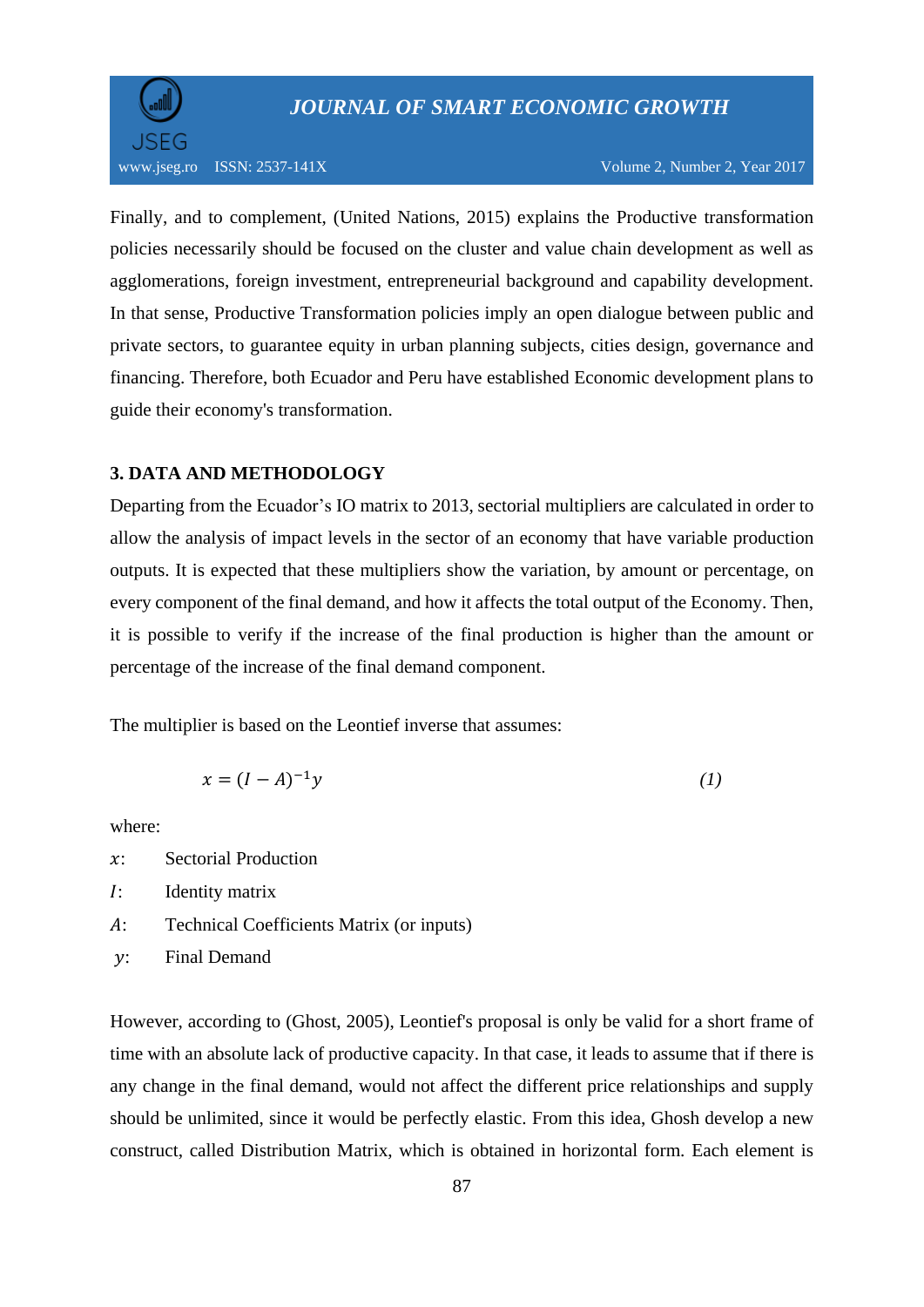Finally, and to complement, (United Nations, 2015) explains the Productive transformation policies necessarily should be focused on the cluster and value chain development as well as agglomerations, foreign investment, entrepreneurial background and capability development. In that sense, Productive Transformation policies imply an open dialogue between public and private sectors, to guarantee equity in urban planning subjects, cities design, governance and financing. Therefore, both Ecuador and Peru have established Economic development plans to guide their economy's transformation.

## 3. DATA AND METHODOLOGY

Departing from the Ecuador's IO matrix to 2013, sectorial multipliers are calculated in order to allow the analysis of impact levels in the sector of an economy that have variable production outputs. It is expected that these multipliers show the variation, by amount or percentage, on every component of the final demand, and how it affects the total output of the Economy. Then, it is possible to verify if the increase of the final production is higher than the amount or percentage of the increase of the final demand component.

The multiplier is based on the Leontief inverse that assumes:

$$x = (I - A)^{-1}y \tag{1}$$

where:

- $x$: Sectorial Production
- $I$: Identity matrix
- $A$: Technical Coefficients Matrix (or inputs)
- $y$: Final Demand

However, according to (Ghost, 2005), Leontief's proposal is only be valid for a short frame of time with an absolute lack of productive capacity. In that case, it leads to assume that if there is any change in the final demand, would not affect the different price relationships and supply should be unlimited, since it would be perfectly elastic. From this idea, Ghosh develop a new construct, called Distribution Matrix, which is obtained in horizontal form. Each element is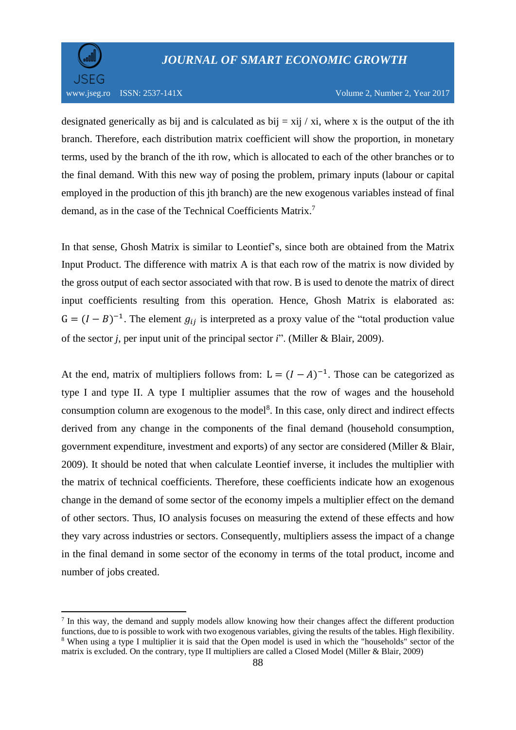designated generically as bij and is calculated as bij = xij / xi, where x is the output of the ith branch. Therefore, each distribution matrix coefficient will show the proportion, in monetary terms, used by the branch of the ith row, which is allocated to each of the other branches or to the final demand. With this new way of posing the problem, primary inputs (labour or capital employed in the production of this jth branch) are the new exogenous variables instead of final demand, as in the case of the Technical Coefficients Matrix.[7]

In that sense, Ghosh Matrix is similar to Leontief's, since both are obtained from the Matrix Input Product. The difference with matrix A is that each row of the matrix is now divided by the gross output of each sector associated with that row. B is used to denote the matrix of direct input coefficients resulting from this operation. Hence, Ghosh Matrix is elaborated as: $G = (I - B)^{-1}$. The element $g_{ij}$ is interpreted as a proxy value of the "total production value of the sector *j*, per input unit of the principal sector *i*". (Miller & Blair, 2009).

At the end, matrix of multipliers follows from: $L = (I - A)^{-1}$. Those can be categorized as type I and type II. A type I multiplier assumes that the row of wages and the household consumption column are exogenous to the model[8]. In this case, only direct and indirect effects derived from any change in the components of the final demand (household consumption, government expenditure, investment and exports) of any sector are considered (Miller & Blair, 2009). It should be noted that when calculate Leontief inverse, it includes the multiplier with the matrix of technical coefficients. Therefore, these coefficients indicate how an exogenous change in the demand of some sector of the economy impels a multiplier effect on the demand of other sectors. Thus, IO analysis focuses on measuring the extend of these effects and how they vary across industries or sectors. Consequently, multipliers assess the impact of a change in the final demand in some sector of the economy in terms of the total product, income and number of jobs created.

---

[7] In this way, the demand and supply models allow knowing how their changes affect the different production functions, due to is possible to work with two exogenous variables, giving the results of the tables. High flexibility.

[8] When using a type I multiplier it is said that the Open model is used in which the "households" sector of the matrix is excluded. On the contrary, type II multipliers are called a Closed Model (Miller & Blair, 2009)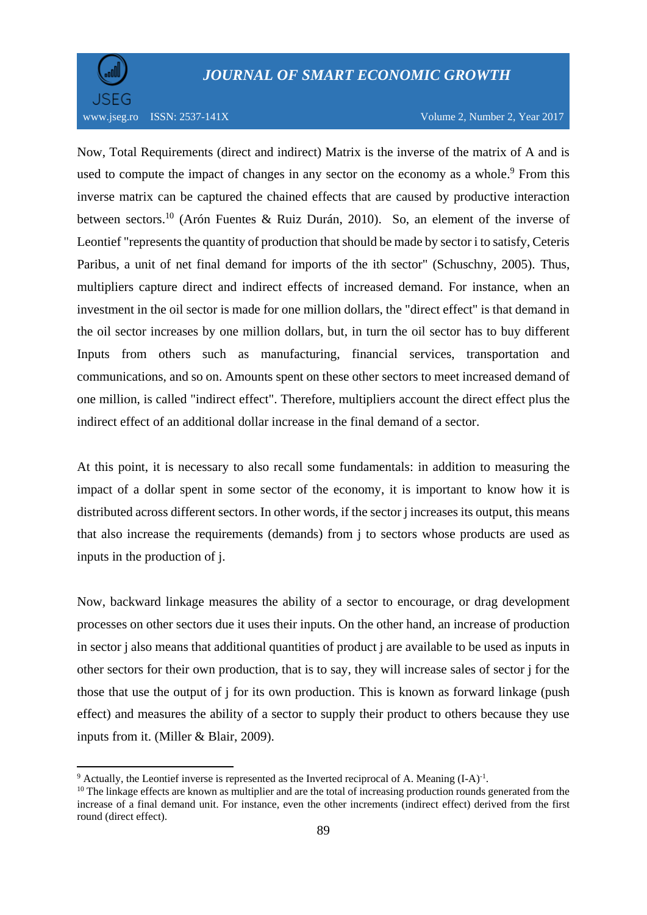Now, Total Requirements (direct and indirect) Matrix is the inverse of the matrix of A and is used to compute the impact of changes in any sector on the economy as a whole.[9] From this inverse matrix can be captured the chained effects that are caused by productive interaction between sectors.[10] (Arón Fuentes & Ruiz Durán, 2010). So, an element of the inverse of Leontief "represents the quantity of production that should be made by sector i to satisfy, Ceteris Paribus, a unit of net final demand for imports of the ith sector" (Schuschny, 2005). Thus, multipliers capture direct and indirect effects of increased demand. For instance, when an investment in the oil sector is made for one million dollars, the "direct effect" is that demand in the oil sector increases by one million dollars, but, in turn the oil sector has to buy different Inputs from others such as manufacturing, financial services, transportation and communications, and so on. Amounts spent on these other sectors to meet increased demand of one million, is called "indirect effect". Therefore, multipliers account the direct effect plus the indirect effect of an additional dollar increase in the final demand of a sector.

At this point, it is necessary to also recall some fundamentals: in addition to measuring the impact of a dollar spent in some sector of the economy, it is important to know how it is distributed across different sectors. In other words, if the sector j increases its output, this means that also increase the requirements (demands) from j to sectors whose products are used as inputs in the production of j.

Now, backward linkage measures the ability of a sector to encourage, or drag development processes on other sectors due it uses their inputs. On the other hand, an increase of production in sector j also means that additional quantities of product j are available to be used as inputs in other sectors for their own production, that is to say, they will increase sales of sector j for the those that use the output of j for its own production. This is known as forward linkage (push effect) and measures the ability of a sector to supply their product to others because they use inputs from it. (Miller & Blair, 2009).

---

[9] Actually, the Leontief inverse is represented as the Inverted reciprocal of A. Meaning $(I-A)^{-1}$.

[10] The linkage effects are known as multiplier and are the total of increasing production rounds generated from the increase of a final demand unit. For instance, even the other increments (indirect effect) derived from the first round (direct effect).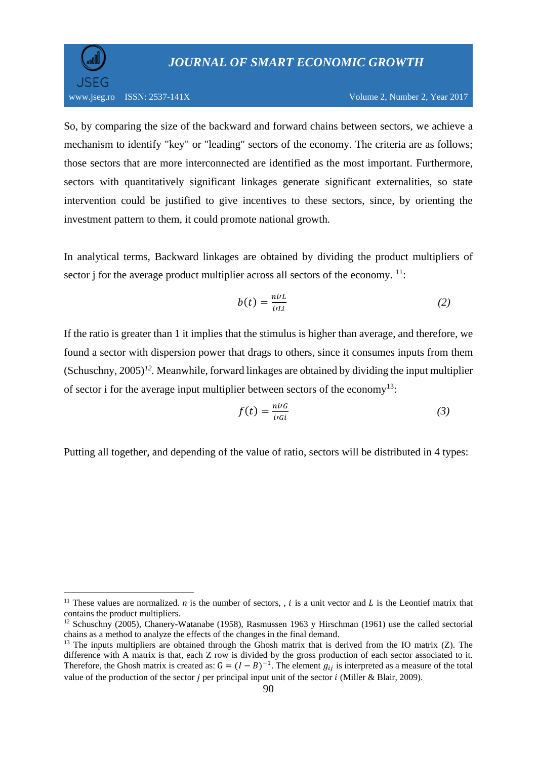So, by comparing the size of the backward and forward chains between sectors, we achieve a mechanism to identify "key" or "leading" sectors of the economy. The criteria are as follows; those sectors that are more interconnected are identified as the most important. Furthermore, sectors with quantitatively significant linkages generate significant externalities, so state intervention could be justified to give incentives to these sectors, since, by orienting the investment pattern to them, it could promote national growth.

In analytical terms, Backward linkages are obtained by dividing the product multipliers of sector j for the average product multiplier across all sectors of the economy. [11]:

$$b(t) = \frac{ni\prime L}{i\prime Li} \qquad (2)$$

If the ratio is greater than 1 it implies that the stimulus is higher than average, and therefore, we found a sector with dispersion power that drags to others, since it consumes inputs from them (Schuschny, 2005)[12]. Meanwhile, forward linkages are obtained by dividing the input multiplier of sector i for the average input multiplier between sectors of the economy[13]:

$$f(t) = \frac{ni\prime G}{i\prime Gi} \qquad (3)$$

Putting all together, and depending of the value of ratio, sectors will be distributed in 4 types:

---

[11] These values are normalized. $n$ is the number of sectors, , $i$ is a unit vector and $L$ is the Leontief matrix that contains the product multipliers.

[12] Schuschny (2005), Chanery-Watanabe (1958), Rasmussen 1963 y Hirschman (1961) use the called sectorial chains as a method to analyze the effects of the changes in the final demand.

[13] The inputs multipliers are obtained through the Ghosh matrix that is derived from the IO matrix (Z). The difference with A matrix is that, each Z row is divided by the gross production of each sector associated to it. Therefore, the Ghosh matrix is created as: $G = (I - B)^{-1}$. The element $g_{ij}$ is interpreted as a measure of the total value of the production of the sector $j$ per principal input unit of the sector $i$ (Miller & Blair, 2009).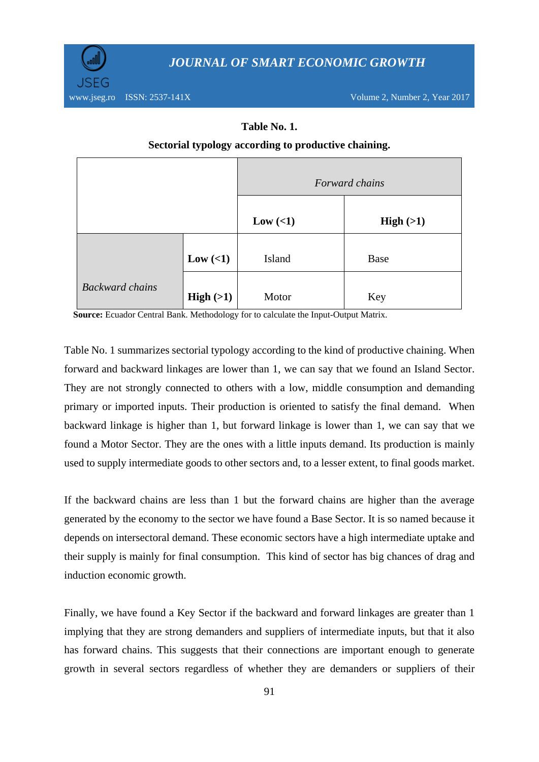**Table No. 1.**

**Sectorial typology according to productive chaining.**

| | | *Forward chains* | |
|---|---|---|---|
| | | **Low (<1)** | **High (>1)** |
| *Backward chains* | **Low (<1)** | Island | Base |
| | **High (>1)** | Motor | Key |

**Source:** Ecuador Central Bank. Methodology for to calculate the Input-Output Matrix.

Table No. 1 summarizes sectorial typology according to the kind of productive chaining. When forward and backward linkages are lower than 1, we can say that we found an Island Sector. They are not strongly connected to others with a low, middle consumption and demanding primary or imported inputs. Their production is oriented to satisfy the final demand. When backward linkage is higher than 1, but forward linkage is lower than 1, we can say that we found a Motor Sector. They are the ones with a little inputs demand. Its production is mainly used to supply intermediate goods to other sectors and, to a lesser extent, to final goods market.

If the backward chains are less than 1 but the forward chains are higher than the average generated by the economy to the sector we have found a Base Sector. It is so named because it depends on intersectoral demand. These economic sectors have a high intermediate uptake and their supply is mainly for final consumption. This kind of sector has big chances of drag and induction economic growth.

Finally, we have found a Key Sector if the backward and forward linkages are greater than 1 implying that they are strong demanders and suppliers of intermediate inputs, but that it also has forward chains. This suggests that their connections are important enough to generate growth in several sectors regardless of whether they are demanders or suppliers of their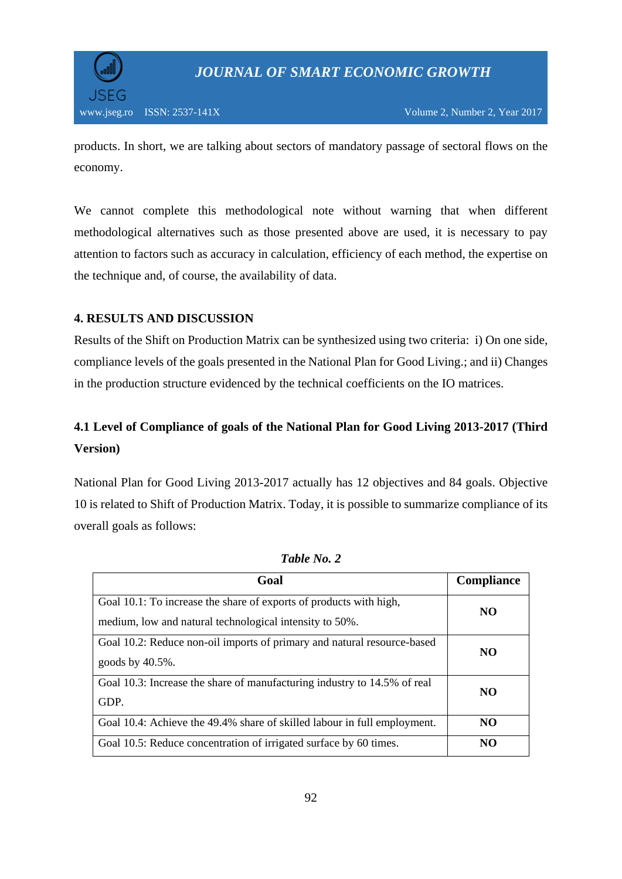products. In short, we are talking about sectors of mandatory passage of sectoral flows on the economy.

We cannot complete this methodological note without warning that when different methodological alternatives such as those presented above are used, it is necessary to pay attention to factors such as accuracy in calculation, efficiency of each method, the expertise on the technique and, of course, the availability of data.

## 4. RESULTS AND DISCUSSION

Results of the Shift on Production Matrix can be synthesized using two criteria: i) On one side, compliance levels of the goals presented in the National Plan for Good Living.; and ii) Changes in the production structure evidenced by the technical coefficients on the IO matrices.

### 4.1 Level of Compliance of goals of the National Plan for Good Living 2013-2017 (Third Version)

National Plan for Good Living 2013-2017 actually has 12 objectives and 84 goals. Objective 10 is related to Shift of Production Matrix. Today, it is possible to summarize compliance of its overall goals as follows:

*Table No. 2*

| Goal | Compliance |
|---|---|
| Goal 10.1: To increase the share of exports of products with high, medium, low and natural technological intensity to 50%. | **NO** |
| Goal 10.2: Reduce non-oil imports of primary and natural resource-based goods by 40.5%. | **NO** |
| Goal 10.3: Increase the share of manufacturing industry to 14.5% of real GDP. | **NO** |
| Goal 10.4: Achieve the 49.4% share of skilled labour in full employment. | **NO** |
| Goal 10.5: Reduce concentration of irrigated surface by 60 times. | **NO** |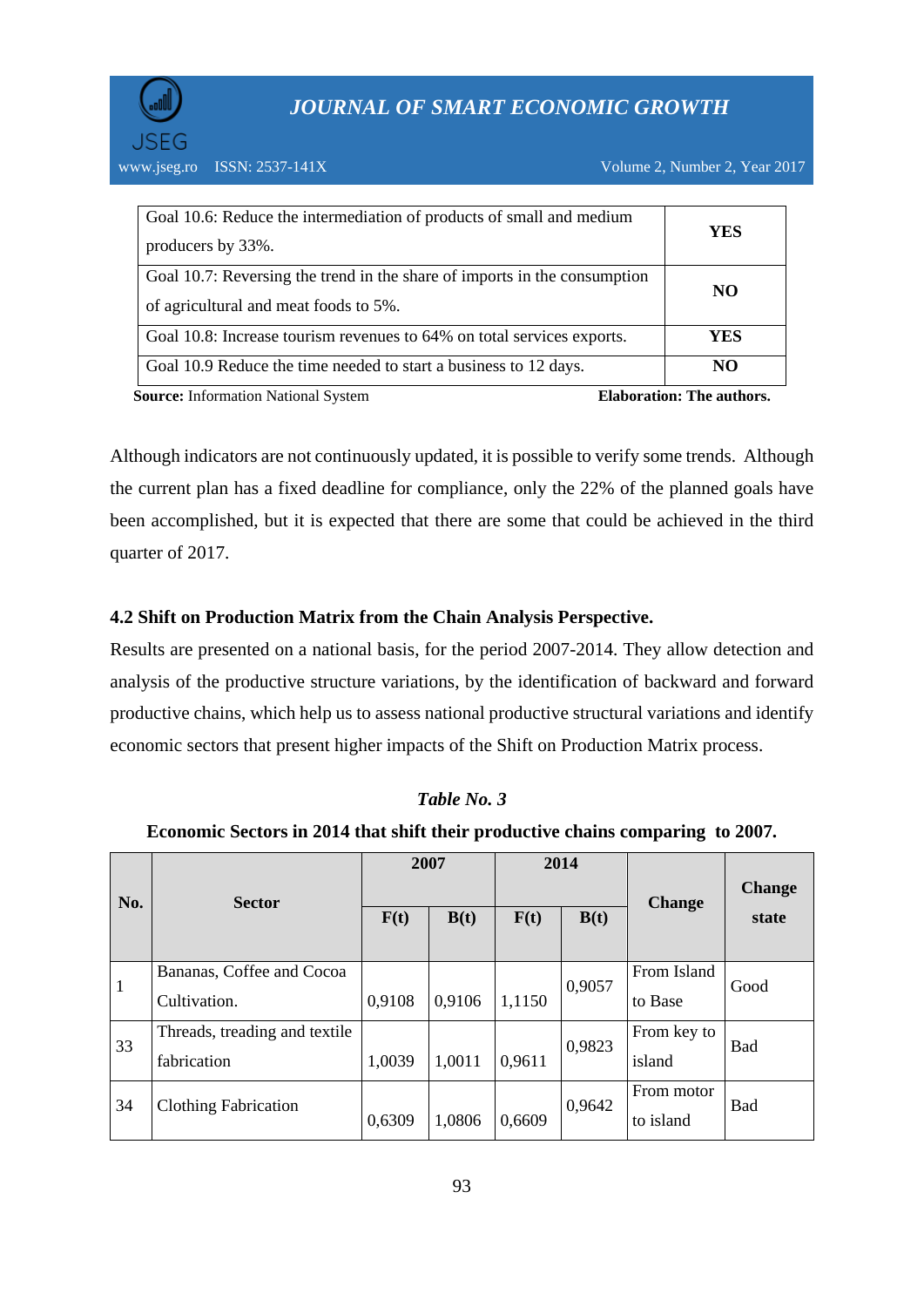| Goal 10.6: Reduce the intermediation of products of small and medium producers by 33%. | **YES** |
|---|---|
| Goal 10.7: Reversing the trend in the share of imports in the consumption of agricultural and meat foods to 5%. | **NO** |
| Goal 10.8: Increase tourism revenues to 64% on total services exports. | **YES** |
| Goal 10.9 Reduce the time needed to start a business to 12 days. | **NO** |

**Source:** Information National System **Elaboration: The authors.**

Although indicators are not continuously updated, it is possible to verify some trends. Although the current plan has a fixed deadline for compliance, only the 22% of the planned goals have been accomplished, but it is expected that there are some that could be achieved in the third quarter of 2017.

### 4.2 Shift on Production Matrix from the Chain Analysis Perspective.

Results are presented on a national basis, for the period 2007-2014. They allow detection and analysis of the productive structure variations, by the identification of backward and forward productive chains, which help us to assess national productive structural variations and identify economic sectors that present higher impacts of the Shift on Production Matrix process.

***Table No. 3***

**Economic Sectors in 2014 that shift their productive chains comparing to 2007.**

| **No.** | **Sector** | **2007** | | **2014** | | **Change** | **Change state** |
|---|---|---|---|---|---|---|---|
| | | **F(t)** | **B(t)** | **F(t)** | **B(t)** | | |
| 1 | Bananas, Coffee and Cocoa Cultivation. | 0,9108 | 0,9106 | 1,1150 | 0,9057 | From Island to Base | Good |
| 33 | Threads, treading and textile fabrication | 1,0039 | 1,0011 | 0,9611 | 0,9823 | From key to island | Bad |
| 34 | Clothing Fabrication | 0,6309 | 1,0806 | 0,6609 | 0,9642 | From motor to island | Bad |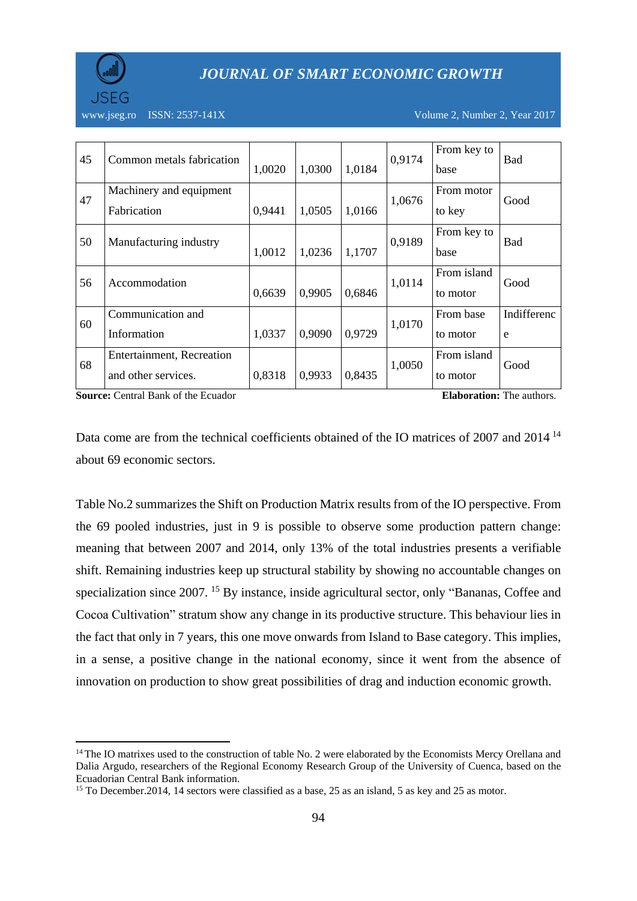| 45 | Common metals fabrication | 1,0020 | 1,0300 | 1,0184 | 0,9174 | From key to base | Bad |
|---|---|---|---|---|---|---|---|
| 47 | Machinery and equipment Fabrication | 0,9441 | 1,0505 | 1,0166 | 1,0676 | From motor to key | Good |
| 50 | Manufacturing industry | 1,0012 | 1,0236 | 1,1707 | 0,9189 | From key to base | Bad |
| 56 | Accommodation | 0,6639 | 0,9905 | 0,6846 | 1,0114 | From island to motor | Good |
| 60 | Communication and Information | 1,0337 | 0,9090 | 0,9729 | 1,0170 | From base to motor | Indifference |
| 68 | Entertainment, Recreation and other services. | 0,8318 | 0,9933 | 0,8435 | 1,0050 | From island to motor | Good |

**Source:** Central Bank of the Ecuador **Elaboration:** The authors.

Data come are from the technical coefficients obtained of the IO matrices of 2007 and 2014 [14] about 69 economic sectors.

Table No.2 summarizes the Shift on Production Matrix results from of the IO perspective. From the 69 pooled industries, just in 9 is possible to observe some production pattern change: meaning that between 2007 and 2014, only 13% of the total industries presents a verifiable shift. Remaining industries keep up structural stability by showing no accountable changes on specialization since 2007. [15] By instance, inside agricultural sector, only "Bananas, Coffee and Cocoa Cultivation" stratum show any change in its productive structure. This behaviour lies in the fact that only in 7 years, this one move onwards from Island to Base category. This implies, in a sense, a positive change in the national economy, since it went from the absence of innovation on production to show great possibilities of drag and induction economic growth.

[14] The IO matrixes used to the construction of table No. 2 were elaborated by the Economists Mercy Orellana and Dalia Argudo, researchers of the Regional Economy Research Group of the University of Cuenca, based on the Ecuadorian Central Bank information.

[15] To December.2014, 14 sectors were classified as a base, 25 as an island, 5 as key and 25 as motor.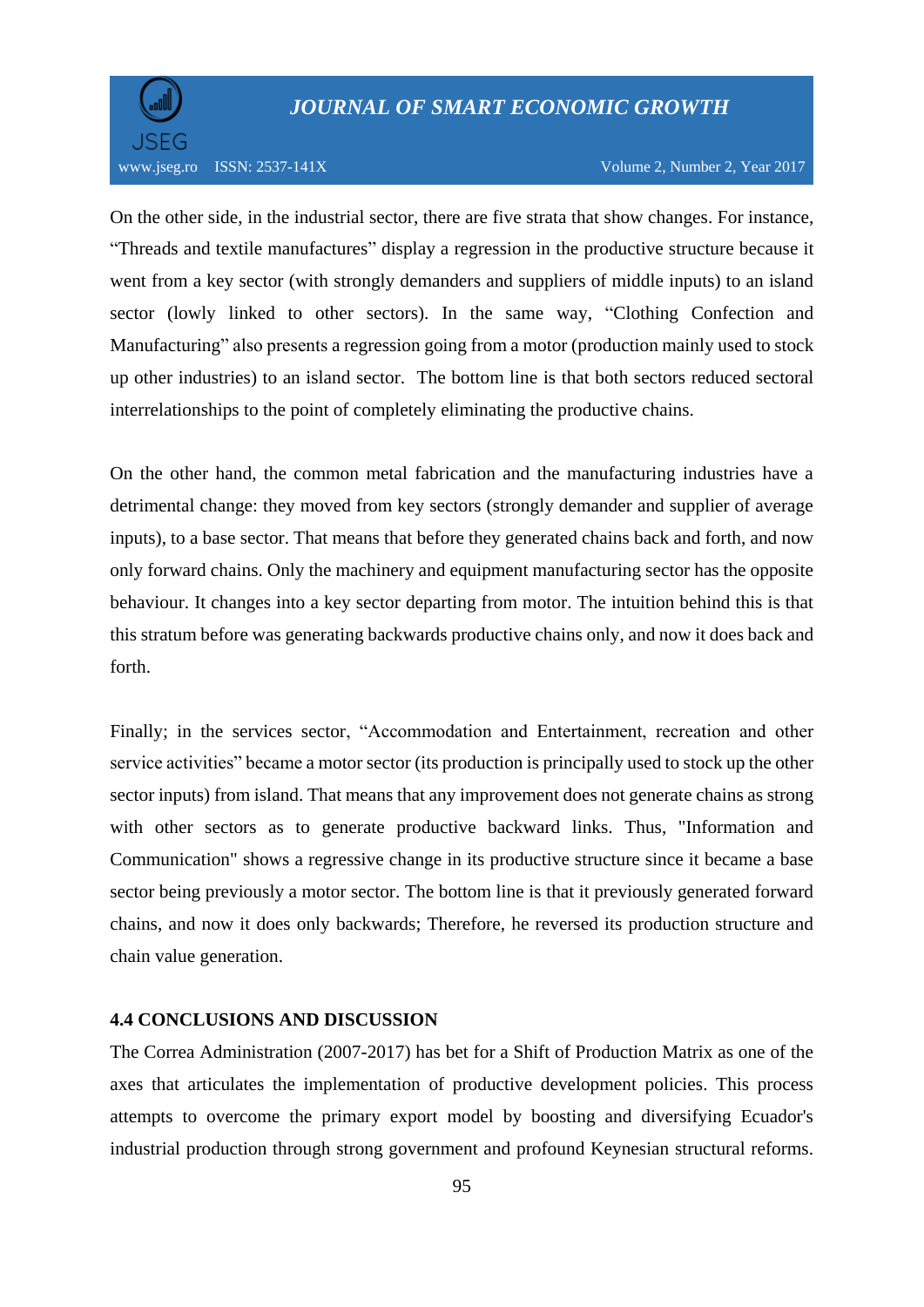On the other side, in the industrial sector, there are five strata that show changes. For instance, “Threads and textile manufactures” display a regression in the productive structure because it went from a key sector (with strongly demanders and suppliers of middle inputs) to an island sector (lowly linked to other sectors). In the same way, “Clothing Confection and Manufacturing” also presents a regression going from a motor (production mainly used to stock up other industries) to an island sector. The bottom line is that both sectors reduced sectoral interrelationships to the point of completely eliminating the productive chains.

On the other hand, the common metal fabrication and the manufacturing industries have a detrimental change: they moved from key sectors (strongly demander and supplier of average inputs), to a base sector. That means that before they generated chains back and forth, and now only forward chains. Only the machinery and equipment manufacturing sector has the opposite behaviour. It changes into a key sector departing from motor. The intuition behind this is that this stratum before was generating backwards productive chains only, and now it does back and forth.

Finally; in the services sector, “Accommodation and Entertainment, recreation and other service activities” became a motor sector (its production is principally used to stock up the other sector inputs) from island. That means that any improvement does not generate chains as strong with other sectors as to generate productive backward links. Thus, "Information and Communication" shows a regressive change in its productive structure since it became a base sector being previously a motor sector. The bottom line is that it previously generated forward chains, and now it does only backwards; Therefore, he reversed its production structure and chain value generation.

### 4.4 CONCLUSIONS AND DISCUSSION

The Correa Administration (2007-2017) has bet for a Shift of Production Matrix as one of the axes that articulates the implementation of productive development policies. This process attempts to overcome the primary export model by boosting and diversifying Ecuador's industrial production through strong government and profound Keynesian structural reforms.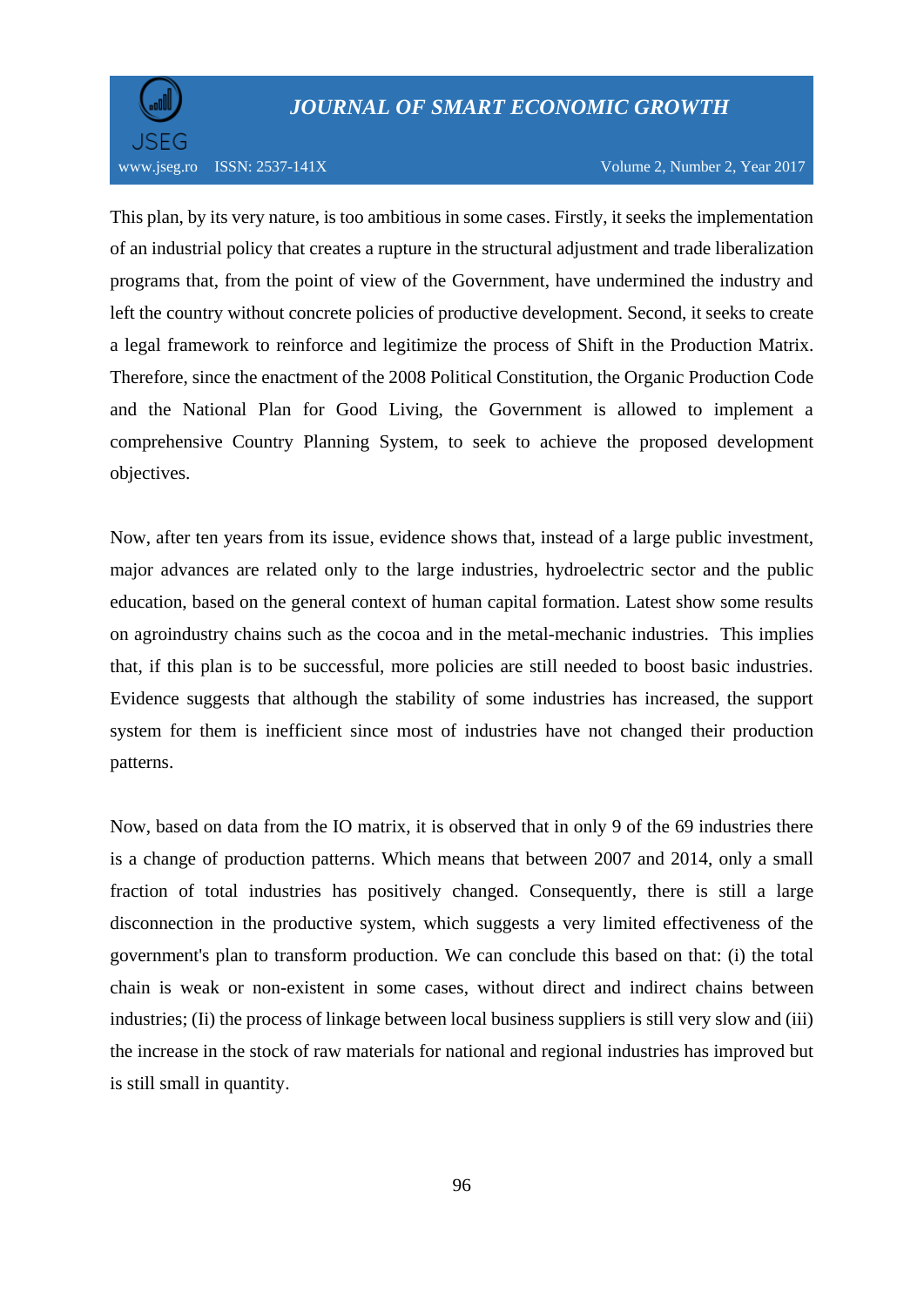This plan, by its very nature, is too ambitious in some cases. Firstly, it seeks the implementation of an industrial policy that creates a rupture in the structural adjustment and trade liberalization programs that, from the point of view of the Government, have undermined the industry and left the country without concrete policies of productive development. Second, it seeks to create a legal framework to reinforce and legitimize the process of Shift in the Production Matrix. Therefore, since the enactment of the 2008 Political Constitution, the Organic Production Code and the National Plan for Good Living, the Government is allowed to implement a comprehensive Country Planning System, to seek to achieve the proposed development objectives.

Now, after ten years from its issue, evidence shows that, instead of a large public investment, major advances are related only to the large industries, hydroelectric sector and the public education, based on the general context of human capital formation. Latest show some results on agroindustry chains such as the cocoa and in the metal-mechanic industries. This implies that, if this plan is to be successful, more policies are still needed to boost basic industries. Evidence suggests that although the stability of some industries has increased, the support system for them is inefficient since most of industries have not changed their production patterns.

Now, based on data from the IO matrix, it is observed that in only 9 of the 69 industries there is a change of production patterns. Which means that between 2007 and 2014, only a small fraction of total industries has positively changed. Consequently, there is still a large disconnection in the productive system, which suggests a very limited effectiveness of the government's plan to transform production. We can conclude this based on that: (i) the total chain is weak or non-existent in some cases, without direct and indirect chains between industries; (Ii) the process of linkage between local business suppliers is still very slow and (iii) the increase in the stock of raw materials for national and regional industries has improved but is still small in quantity.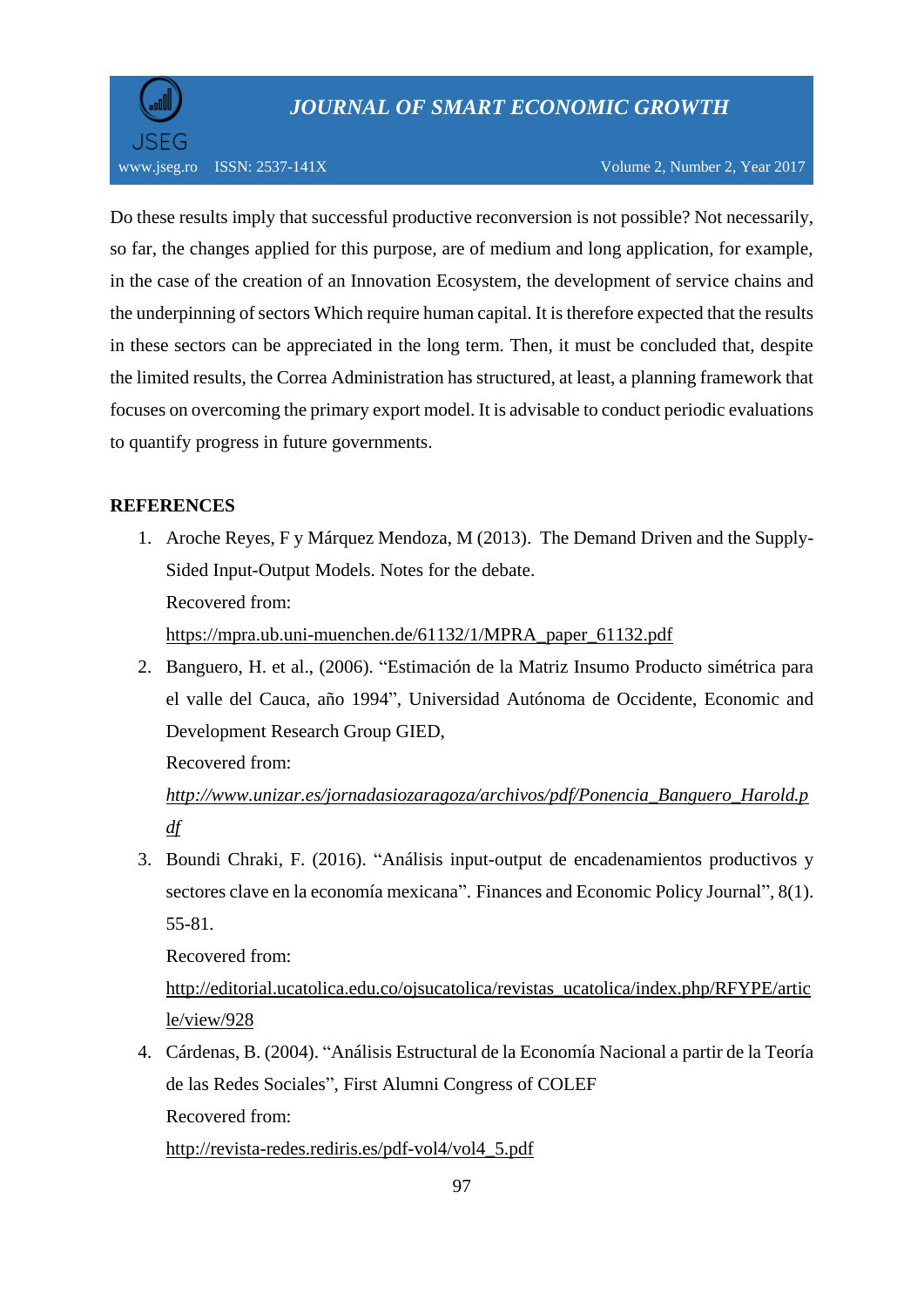Do these results imply that successful productive reconversion is not possible? Not necessarily, so far, the changes applied for this purpose, are of medium and long application, for example, in the case of the creation of an Innovation Ecosystem, the development of service chains and the underpinning of sectors Which require human capital. It is therefore expected that the results in these sectors can be appreciated in the long term. Then, it must be concluded that, despite the limited results, the Correa Administration has structured, at least, a planning framework that focuses on overcoming the primary export model. It is advisable to conduct periodic evaluations to quantify progress in future governments.

**REFERENCES**

1. Aroche Reyes, F y Márquez Mendoza, M (2013). The Demand Driven and the Supply-Sided Input-Output Models. Notes for the debate.
   Recovered from:
   https://mpra.ub.uni-muenchen.de/61132/1/MPRA_paper_61132.pdf
2. Banguero, H. et al., (2006). "Estimación de la Matriz Insumo Producto simétrica para el valle del Cauca, año 1994", Universidad Autónoma de Occidente, Economic and Development Research Group GIED,
   Recovered from:
   *http://www.unizar.es/jornadasiozaragoza/archivos/pdf/Ponencia_Banguero_Harold.pdf*
3. Boundi Chraki, F. (2016). "Análisis input-output de encadenamientos productivos y sectores clave en la economía mexicana". Finances and Economic Policy Journal", 8(1). 55-81.
   Recovered from:
   http://editorial.ucatolica.edu.co/ojsucatolica/revistas_ucatolica/index.php/RFYPE/article/view/928
4. Cárdenas, B. (2004). "Análisis Estructural de la Economía Nacional a partir de la Teoría de las Redes Sociales", First Alumni Congress of COLEF
   Recovered from:
   http://revista-redes.rediris.es/pdf-vol4/vol4_5.pdf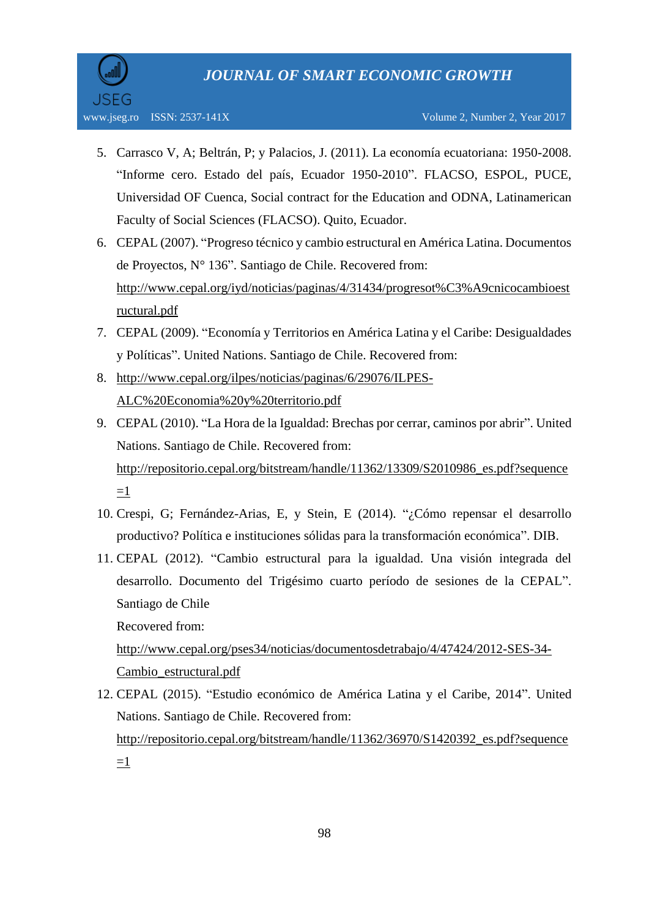5. Carrasco V, A; Beltrán, P; y Palacios, J. (2011). La economía ecuatoriana: 1950-2008. "Informe cero. Estado del país, Ecuador 1950-2010". FLACSO, ESPOL, PUCE, Universidad OF Cuenca, Social contract for the Education and ODNA, Latinamerican Faculty of Social Sciences (FLACSO). Quito, Ecuador.
6. CEPAL (2007). "Progreso técnico y cambio estructural en América Latina. Documentos de Proyectos, N° 136". Santiago de Chile. Recovered from: http://www.cepal.org/iyd/noticias/paginas/4/31434/progresot%C3%A9cnicocambioestructural.pdf
7. CEPAL (2009). "Economía y Territorios en América Latina y el Caribe: Desigualdades y Políticas". United Nations. Santiago de Chile. Recovered from:
8. http://www.cepal.org/ilpes/noticias/paginas/6/29076/ILPES-ALC%20Economia%20y%20territorio.pdf
9. CEPAL (2010). "La Hora de la Igualdad: Brechas por cerrar, caminos por abrir". United Nations. Santiago de Chile. Recovered from: http://repositorio.cepal.org/bitstream/handle/11362/13309/S2010986_es.pdf?sequence=1
10. Crespi, G; Fernández-Arias, E, y Stein, E (2014). "¿Cómo repensar el desarrollo productivo? Política e instituciones sólidas para la transformación económica". DIB.
11. CEPAL (2012). "Cambio estructural para la igualdad. Una visión integrada del desarrollo. Documento del Trigésimo cuarto período de sesiones de la CEPAL". Santiago de Chile
    Recovered from:
    http://www.cepal.org/pses34/noticias/documentosdetrabajo/4/47424/2012-SES-34-Cambio_estructural.pdf
12. CEPAL (2015). "Estudio económico de América Latina y el Caribe, 2014". United Nations. Santiago de Chile. Recovered from: http://repositorio.cepal.org/bitstream/handle/11362/36970/S1420392_es.pdf?sequence=1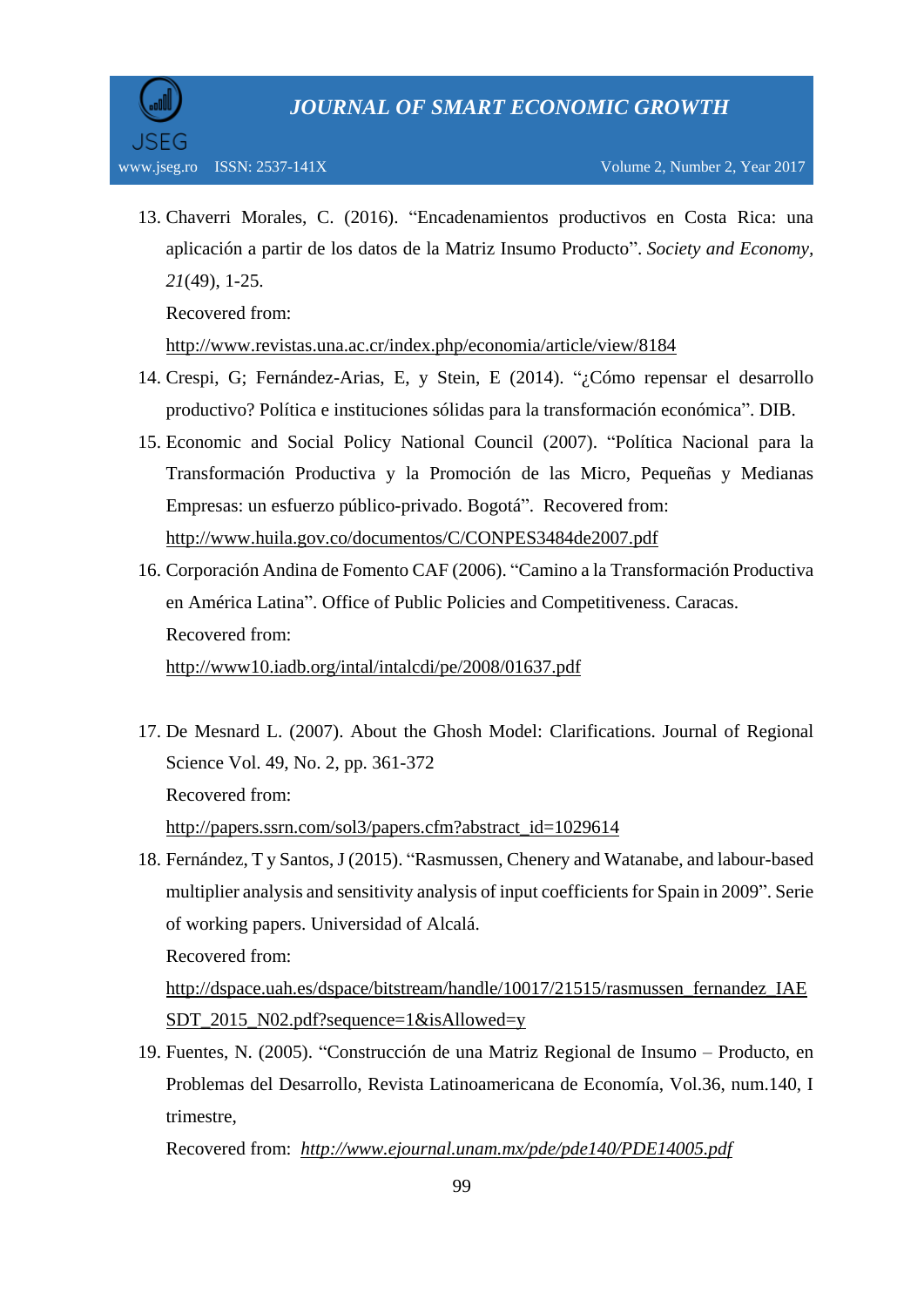13. Chaverri Morales, C. (2016). “Encadenamientos productivos en Costa Rica: una aplicación a partir de los datos de la Matriz Insumo Producto”. *Society and Economy, 21*(49), 1-25.

    Recovered from:

    http://www.revistas.una.ac.cr/index.php/economia/article/view/8184
14. Crespi, G; Fernández-Arias, E, y Stein, E (2014). “¿Cómo repensar el desarrollo productivo? Política e instituciones sólidas para la transformación económica”. DIB.
15. Economic and Social Policy National Council (2007). “Política Nacional para la Transformación Productiva y la Promoción de las Micro, Pequeñas y Medianas Empresas: un esfuerzo público-privado. Bogotá”. Recovered from: http://www.huila.gov.co/documentos/C/CONPES3484de2007.pdf
16. Corporación Andina de Fomento CAF (2006). “Camino a la Transformación Productiva en América Latina”. Office of Public Policies and Competitiveness. Caracas.

    Recovered from:

    http://www10.iadb.org/intal/intalcdi/pe/2008/01637.pdf
17. De Mesnard L. (2007). About the Ghosh Model: Clarifications. Journal of Regional Science Vol. 49, No. 2, pp. 361-372

    Recovered from:

    http://papers.ssrn.com/sol3/papers.cfm?abstract_id=1029614
18. Fernández, T y Santos, J (2015). “Rasmussen, Chenery and Watanabe, and labour-based multiplier analysis and sensitivity analysis of input coefficients for Spain in 2009”. Serie of working papers. Universidad of Alcalá.

    Recovered from:

    http://dspace.uah.es/dspace/bitstream/handle/10017/21515/rasmussen_fernandez_IAESDT_2015_N02.pdf?sequence=1&isAllowed=y
19. Fuentes, N. (2005). “Construcción de una Matriz Regional de Insumo – Producto, en Problemas del Desarrollo, Revista Latinoamericana de Economía, Vol.36, num.140, I trimestre,

    Recovered from: *http://www.ejournal.unam.mx/pde/pde140/PDE14005.pdf*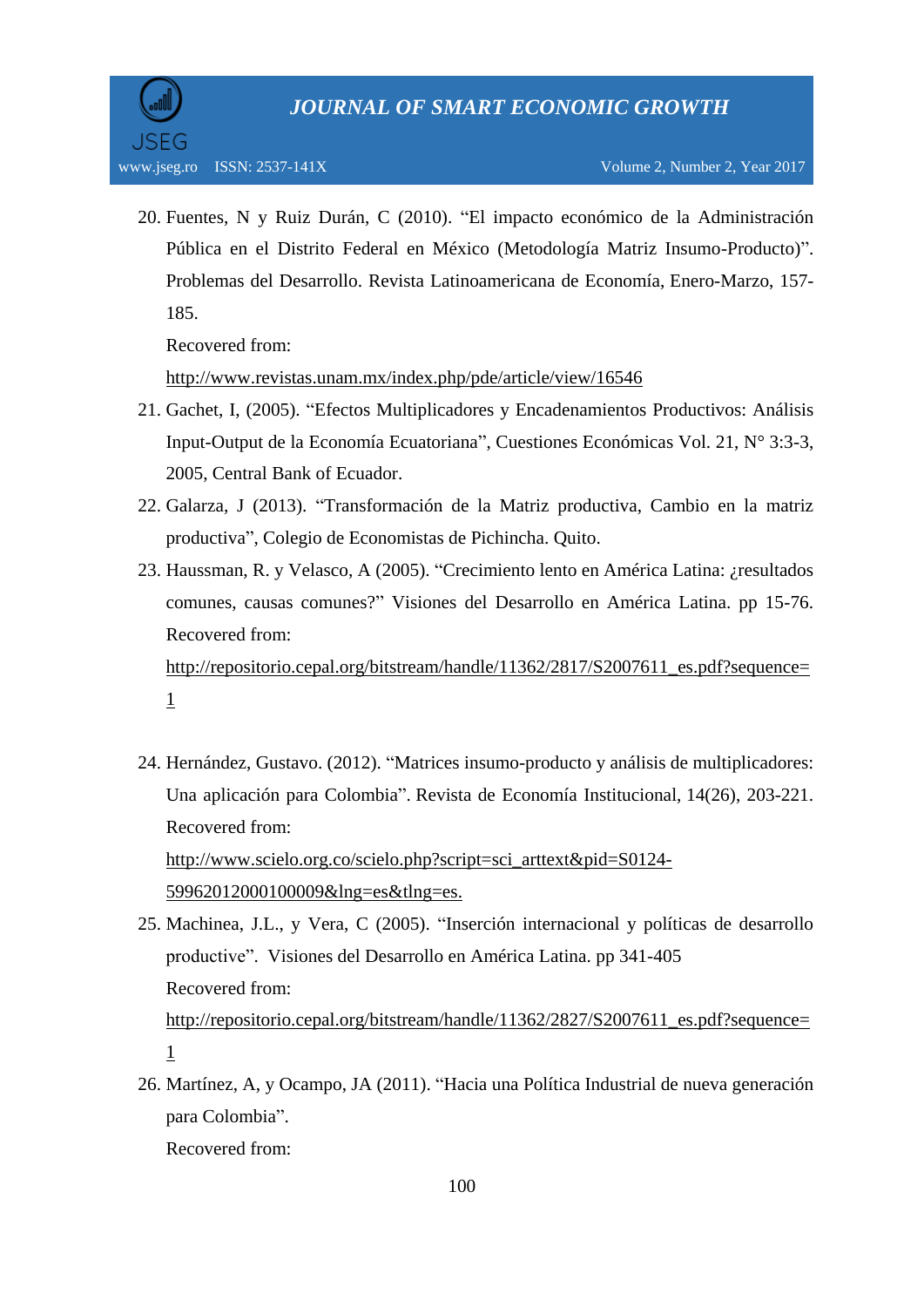20. Fuentes, N y Ruiz Durán, C (2010). “El impacto económico de la Administración Pública en el Distrito Federal en México (Metodología Matriz Insumo-Producto)”. Problemas del Desarrollo. Revista Latinoamericana de Economía, Enero-Marzo, 157-185.

    Recovered from:

    http://www.revistas.unam.mx/index.php/pde/article/view/16546

21. Gachet, I, (2005). “Efectos Multiplicadores y Encadenamientos Productivos: Análisis Input-Output de la Economía Ecuatoriana”, Cuestiones Económicas Vol. 21, N° 3:3-3, 2005, Central Bank of Ecuador.

22. Galarza, J (2013). “Transformación de la Matriz productiva, Cambio en la matriz productiva”, Colegio de Economistas de Pichincha. Quito.

23. Haussman, R. y Velasco, A (2005). “Crecimiento lento en América Latina: ¿resultados comunes, causas comunes?” Visiones del Desarrollo en América Latina. pp 15-76.

    Recovered from:

    http://repositorio.cepal.org/bitstream/handle/11362/2817/S2007611_es.pdf?sequence=1

24. Hernández, Gustavo. (2012). “Matrices insumo-producto y análisis de multiplicadores: Una aplicación para Colombia”. Revista de Economía Institucional, 14(26), 203-221.

    Recovered from:

    http://www.scielo.org.co/scielo.php?script=sci_arttext&pid=S0124-59962012000100009&lng=es&tlng=es.

25. Machinea, J.L., y Vera, C (2005). “Inserción internacional y políticas de desarrollo productive”. Visiones del Desarrollo en América Latina. pp 341-405

    Recovered from:

    http://repositorio.cepal.org/bitstream/handle/11362/2827/S2007611_es.pdf?sequence=1

26. Martínez, A, y Ocampo, JA (2011). “Hacia una Política Industrial de nueva generación para Colombia”.

    Recovered from: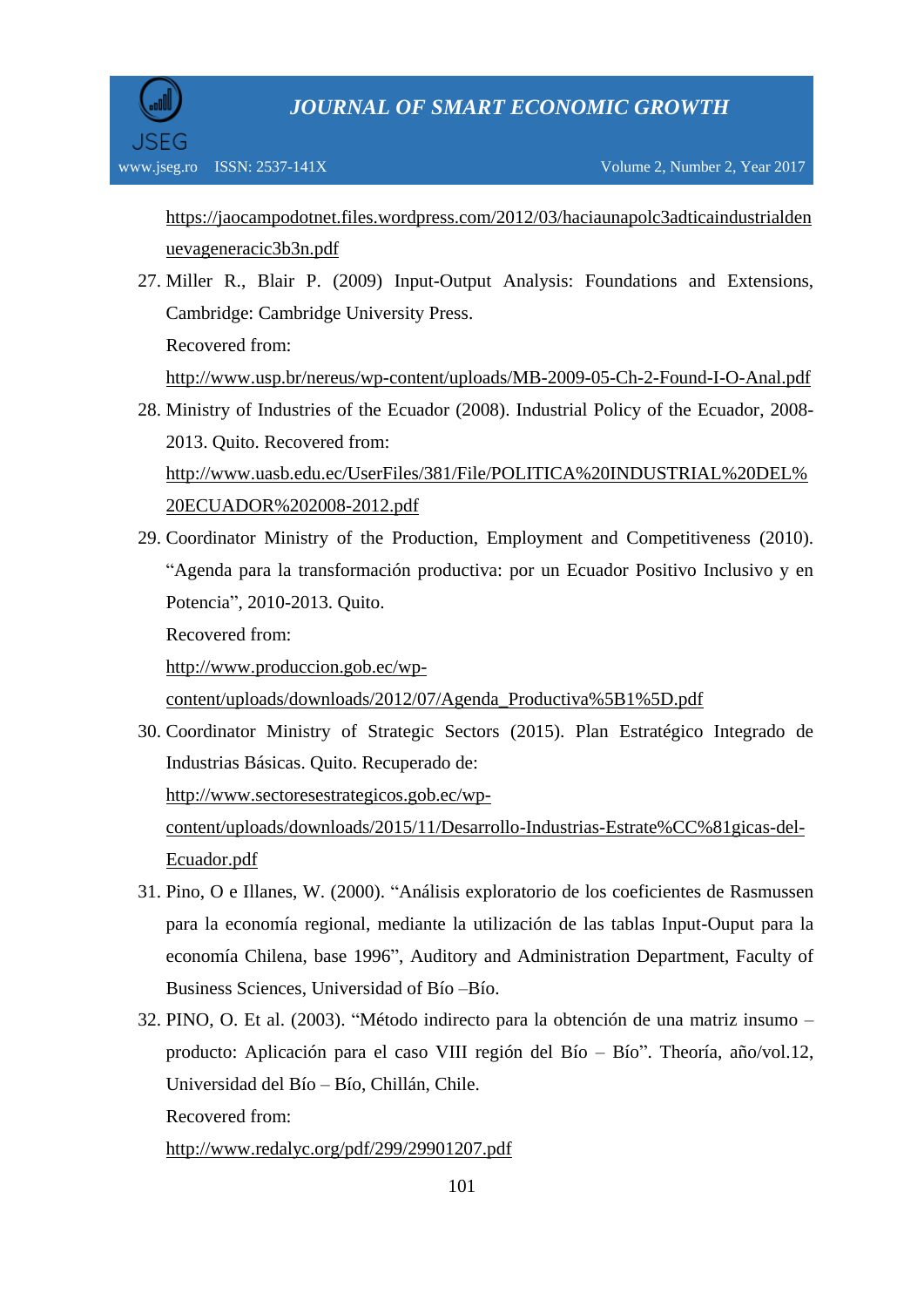https://jaocampodotnet.files.wordpress.com/2012/03/haciaunapolc3adticaindustrialdenuevageneracic3b3n.pdf

27. Miller R., Blair P. (2009) Input-Output Analysis: Foundations and Extensions, Cambridge: Cambridge University Press.
    Recovered from:
    http://www.usp.br/nereus/wp-content/uploads/MB-2009-05-Ch-2-Found-I-O-Anal.pdf
28. Ministry of Industries of the Ecuador (2008). Industrial Policy of the Ecuador, 2008-2013. Quito. Recovered from:
    http://www.uasb.edu.ec/UserFiles/381/File/POLITICA%20INDUSTRIAL%20DEL%20ECUADOR%202008-2012.pdf
29. Coordinator Ministry of the Production, Employment and Competitiveness (2010). “Agenda para la transformación productiva: por un Ecuador Positivo Inclusivo y en Potencia”, 2010-2013. Quito.
    Recovered from:
    http://www.produccion.gob.ec/wp-content/uploads/downloads/2012/07/Agenda_Productiva%5B1%5D.pdf
30. Coordinator Ministry of Strategic Sectors (2015). Plan Estratégico Integrado de Industrias Básicas. Quito. Recuperado de:
    http://www.sectoresestrategicos.gob.ec/wp-content/uploads/downloads/2015/11/Desarrollo-Industrias-Estrate%CC%81gicas-del-Ecuador.pdf
31. Pino, O e Illanes, W. (2000). “Análisis exploratorio de los coeficientes de Rasmussen para la economía regional, mediante la utilización de las tablas Input-Ouput para la economía Chilena, base 1996”, Auditory and Administration Department, Faculty of Business Sciences, Universidad of Bío –Bío.
32. PINO, O. Et al. (2003). “Método indirecto para la obtención de una matriz insumo – producto: Aplicación para el caso VIII región del Bío – Bío”. Theoría, año/vol.12, Universidad del Bío – Bío, Chillán, Chile.
    Recovered from:
    http://www.redalyc.org/pdf/299/29901207.pdf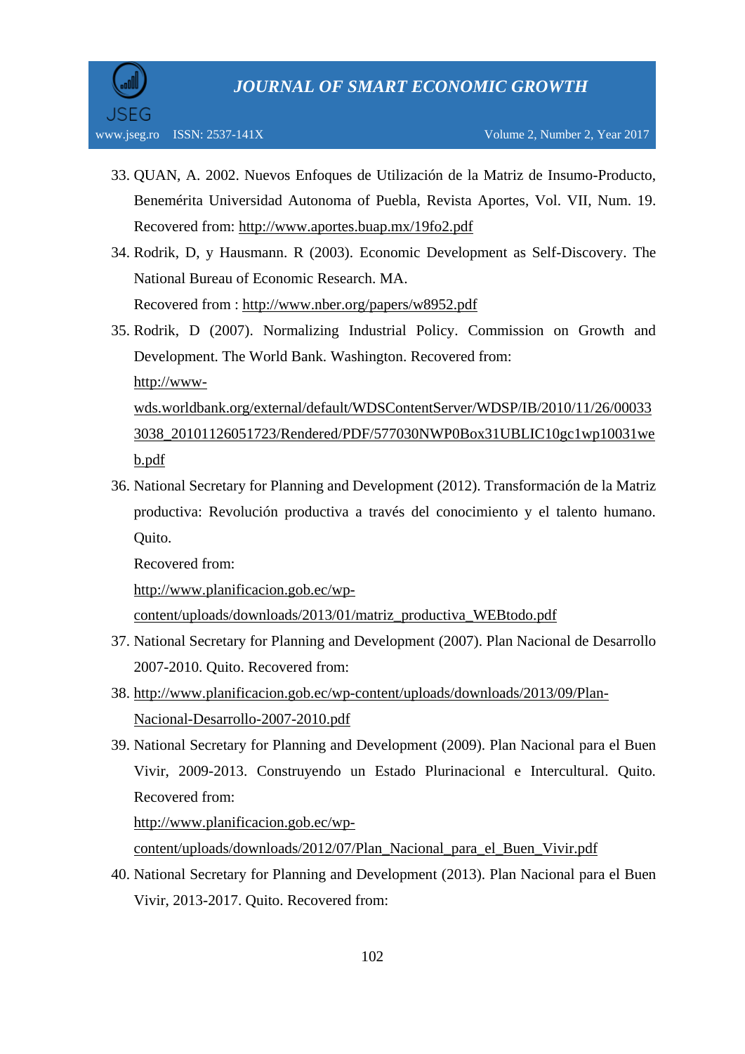33. QUAN, A. 2002. Nuevos Enfoques de Utilización de la Matriz de Insumo-Producto, Benemérita Universidad Autonoma of Puebla, Revista Aportes, Vol. VII, Num. 19. Recovered from: http://www.aportes.buap.mx/19fo2.pdf
34. Rodrik, D, y Hausmann. R (2003). Economic Development as Self-Discovery. The National Bureau of Economic Research. MA.
    Recovered from : http://www.nber.org/papers/w8952.pdf
35. Rodrik, D (2007). Normalizing Industrial Policy. Commission on Growth and Development. The World Bank. Washington. Recovered from:
    http://www-wds.worldbank.org/external/default/WDSContentServer/WDSP/IB/2010/11/26/000333038_20101126051723/Rendered/PDF/577030NWP0Box31UBLIC10gc1wp10031web.pdf
36. National Secretary for Planning and Development (2012). Transformación de la Matriz productiva: Revolución productiva a través del conocimiento y el talento humano. Quito.
    Recovered from:
    http://www.planificacion.gob.ec/wp-content/uploads/downloads/2013/01/matriz_productiva_WEBtodo.pdf
37. National Secretary for Planning and Development (2007). Plan Nacional de Desarrollo 2007-2010. Quito. Recovered from:
38. http://www.planificacion.gob.ec/wp-content/uploads/downloads/2013/09/Plan-Nacional-Desarrollo-2007-2010.pdf
39. National Secretary for Planning and Development (2009). Plan Nacional para el Buen Vivir, 2009-2013. Construyendo un Estado Plurinacional e Intercultural. Quito. Recovered from:
    http://www.planificacion.gob.ec/wp-content/uploads/downloads/2012/07/Plan_Nacional_para_el_Buen_Vivir.pdf
40. National Secretary for Planning and Development (2013). Plan Nacional para el Buen Vivir, 2013-2017. Quito. Recovered from: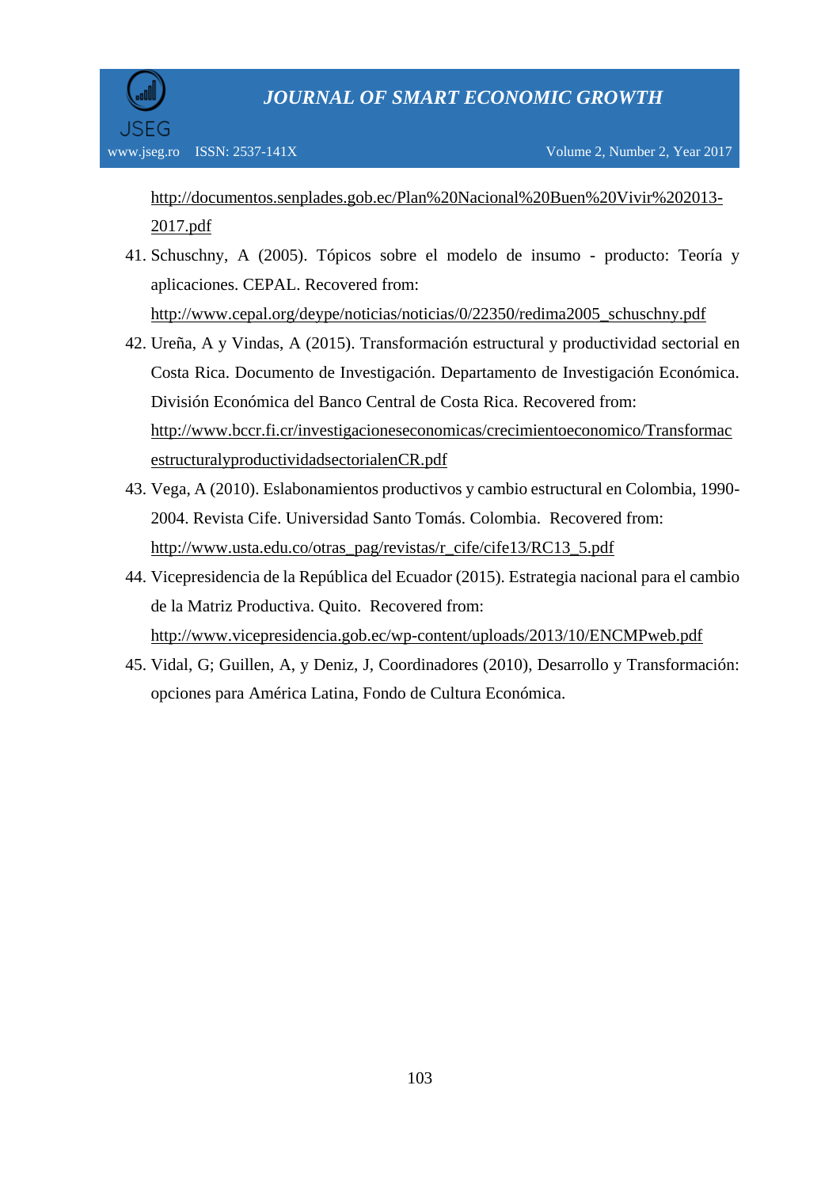http://documentos.senplades.gob.ec/Plan%20Nacional%20Buen%20Vivir%202013-2017.pdf

41. Schuschny, A (2005). Tópicos sobre el modelo de insumo - producto: Teoría y aplicaciones. CEPAL. Recovered from: http://www.cepal.org/deype/noticias/noticias/0/22350/redima2005_schuschny.pdf
42. Ureña, A y Vindas, A (2015). Transformación estructural y productividad sectorial en Costa Rica. Documento de Investigación. Departamento de Investigación Económica. División Económica del Banco Central de Costa Rica. Recovered from: http://www.bccr.fi.cr/investigacioneseconomicas/crecimientoeconomico/TransformacestructuralyproductividadsectorialenCR.pdf
43. Vega, A (2010). Eslabonamientos productivos y cambio estructural en Colombia, 1990-2004. Revista Cife. Universidad Santo Tomás. Colombia. Recovered from: http://www.usta.edu.co/otras_pag/revistas/r_cife/cife13/RC13_5.pdf
44. Vicepresidencia de la República del Ecuador (2015). Estrategia nacional para el cambio de la Matriz Productiva. Quito. Recovered from: http://www.vicepresidencia.gob.ec/wp-content/uploads/2013/10/ENCMPweb.pdf
45. Vidal, G; Guillen, A, y Deniz, J, Coordinadores (2010), Desarrollo y Transformación: opciones para América Latina, Fondo de Cultura Económica.